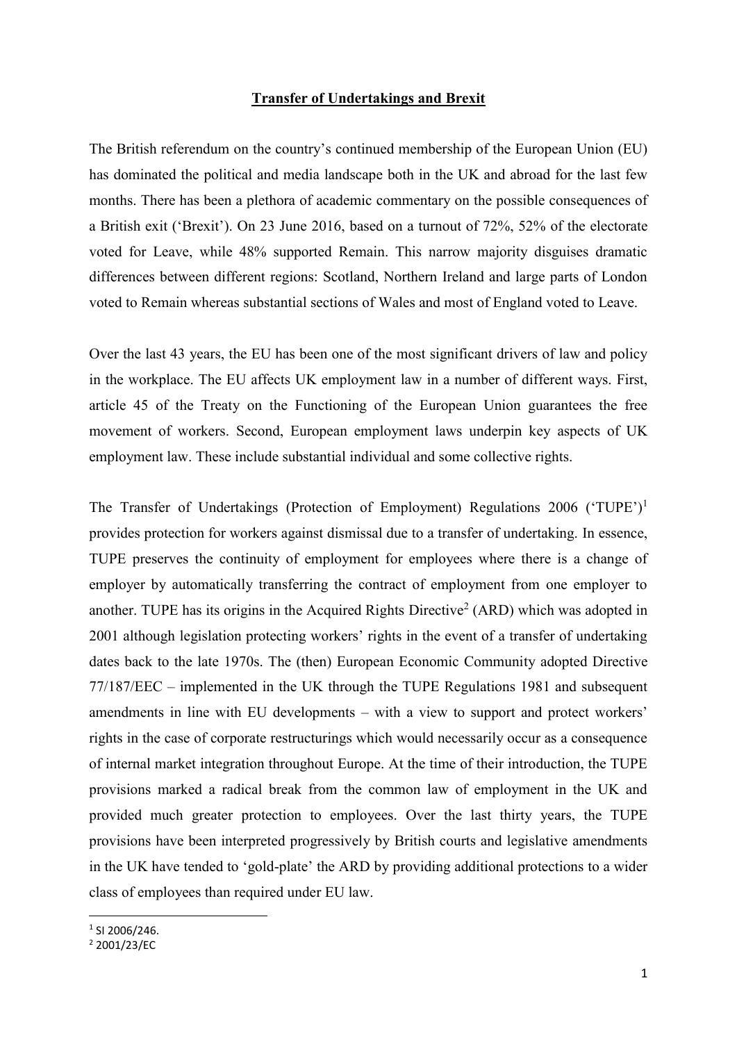# **Transfer of Undertakings and Brexit**

The British referendum on the country's continued membership of the European Union (EU) has dominated the political and media landscape both in the UK and abroad for the last few months. There has been a plethora of academic commentary on the possible consequences of a British exit ('Brexit'). On 23 June 2016, based on a turnout of 72%, 52% of the electorate voted for Leave, while 48% supported Remain. This narrow majority disguises dramatic differences between different regions: Scotland, Northern Ireland and large parts of London voted to Remain whereas substantial sections of Wales and most of England voted to Leave.

Over the last 43 years, the EU has been one of the most significant drivers of law and policy in the workplace. The EU affects UK employment law in a number of different ways. First, article 45 of the Treaty on the Functioning of the European Union guarantees the free movement of workers. Second, European employment laws underpin key aspects of UK employment law. These include substantial individual and some collective rights.

The Transfer of Undertakings (Protection of Employment) Regulations 2006 ('TUPE')[1] provides protection for workers against dismissal due to a transfer of undertaking. In essence, TUPE preserves the continuity of employment for employees where there is a change of employer by automatically transferring the contract of employment from one employer to another. TUPE has its origins in the Acquired Rights Directive[2] (ARD) which was adopted in 2001 although legislation protecting workers' rights in the event of a transfer of undertaking dates back to the late 1970s. The (then) European Economic Community adopted Directive 77/187/EEC – implemented in the UK through the TUPE Regulations 1981 and subsequent amendments in line with EU developments – with a view to support and protect workers' rights in the case of corporate restructurings which would necessarily occur as a consequence of internal market integration throughout Europe. At the time of their introduction, the TUPE provisions marked a radical break from the common law of employment in the UK and provided much greater protection to employees. Over the last thirty years, the TUPE provisions have been interpreted progressively by British courts and legislative amendments in the UK have tended to 'gold-plate' the ARD by providing additional protections to a wider class of employees than required under EU law.

---

[1] SI 2006/246.

[2] 2001/23/EC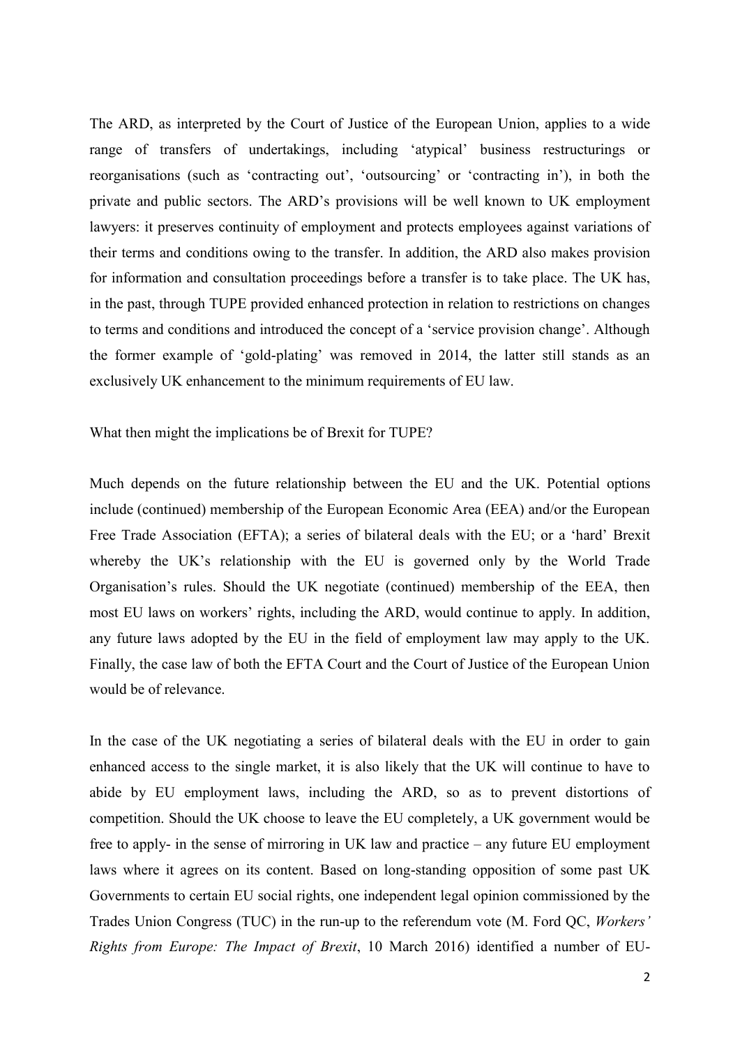The ARD, as interpreted by the Court of Justice of the European Union, applies to a wide range of transfers of undertakings, including 'atypical' business restructurings or reorganisations (such as 'contracting out', 'outsourcing' or 'contracting in'), in both the private and public sectors. The ARD's provisions will be well known to UK employment lawyers: it preserves continuity of employment and protects employees against variations of their terms and conditions owing to the transfer. In addition, the ARD also makes provision for information and consultation proceedings before a transfer is to take place. The UK has, in the past, through TUPE provided enhanced protection in relation to restrictions on changes to terms and conditions and introduced the concept of a 'service provision change'. Although the former example of 'gold-plating' was removed in 2014, the latter still stands as an exclusively UK enhancement to the minimum requirements of EU law.

What then might the implications be of Brexit for TUPE?

Much depends on the future relationship between the EU and the UK. Potential options include (continued) membership of the European Economic Area (EEA) and/or the European Free Trade Association (EFTA); a series of bilateral deals with the EU; or a 'hard' Brexit whereby the UK's relationship with the EU is governed only by the World Trade Organisation's rules. Should the UK negotiate (continued) membership of the EEA, then most EU laws on workers' rights, including the ARD, would continue to apply. In addition, any future laws adopted by the EU in the field of employment law may apply to the UK. Finally, the case law of both the EFTA Court and the Court of Justice of the European Union would be of relevance.

In the case of the UK negotiating a series of bilateral deals with the EU in order to gain enhanced access to the single market, it is also likely that the UK will continue to have to abide by EU employment laws, including the ARD, so as to prevent distortions of competition. Should the UK choose to leave the EU completely, a UK government would be free to apply- in the sense of mirroring in UK law and practice – any future EU employment laws where it agrees on its content. Based on long-standing opposition of some past UK Governments to certain EU social rights, one independent legal opinion commissioned by the Trades Union Congress (TUC) in the run-up to the referendum vote (M. Ford QC, *Workers' Rights from Europe: The Impact of Brexit*, 10 March 2016) identified a number of EU-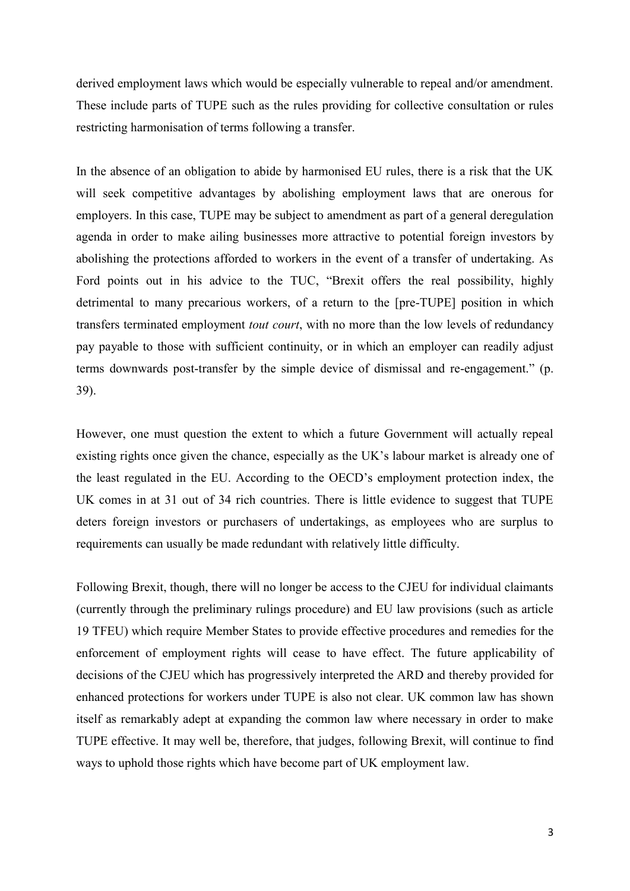derived employment laws which would be especially vulnerable to repeal and/or amendment. These include parts of TUPE such as the rules providing for collective consultation or rules restricting harmonisation of terms following a transfer.

In the absence of an obligation to abide by harmonised EU rules, there is a risk that the UK will seek competitive advantages by abolishing employment laws that are onerous for employers. In this case, TUPE may be subject to amendment as part of a general deregulation agenda in order to make ailing businesses more attractive to potential foreign investors by abolishing the protections afforded to workers in the event of a transfer of undertaking. As Ford points out in his advice to the TUC, "Brexit offers the real possibility, highly detrimental to many precarious workers, of a return to the [pre-TUPE] position in which transfers terminated employment *tout court*, with no more than the low levels of redundancy pay payable to those with sufficient continuity, or in which an employer can readily adjust terms downwards post-transfer by the simple device of dismissal and re-engagement." (p. 39).

However, one must question the extent to which a future Government will actually repeal existing rights once given the chance, especially as the UK's labour market is already one of the least regulated in the EU. According to the OECD's employment protection index, the UK comes in at 31 out of 34 rich countries. There is little evidence to suggest that TUPE deters foreign investors or purchasers of undertakings, as employees who are surplus to requirements can usually be made redundant with relatively little difficulty.

Following Brexit, though, there will no longer be access to the CJEU for individual claimants (currently through the preliminary rulings procedure) and EU law provisions (such as article 19 TFEU) which require Member States to provide effective procedures and remedies for the enforcement of employment rights will cease to have effect. The future applicability of decisions of the CJEU which has progressively interpreted the ARD and thereby provided for enhanced protections for workers under TUPE is also not clear. UK common law has shown itself as remarkably adept at expanding the common law where necessary in order to make TUPE effective. It may well be, therefore, that judges, following Brexit, will continue to find ways to uphold those rights which have become part of UK employment law.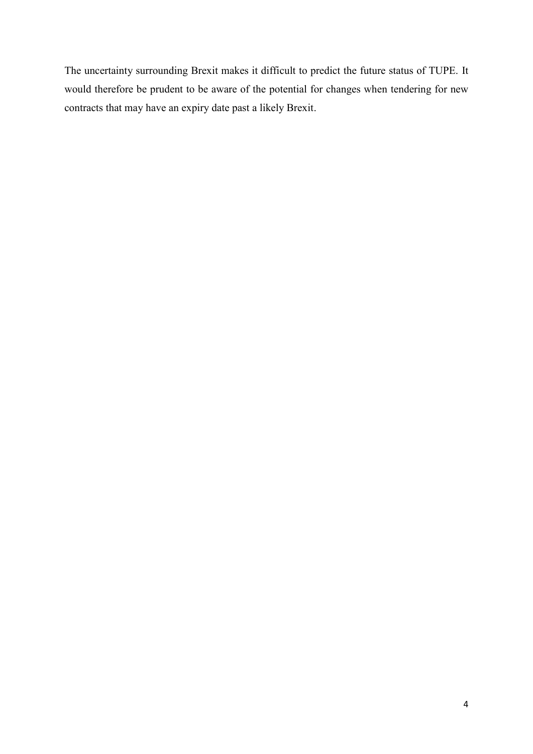The uncertainty surrounding Brexit makes it difficult to predict the future status of TUPE. It would therefore be prudent to be aware of the potential for changes when tendering for new contracts that may have an expiry date past a likely Brexit.